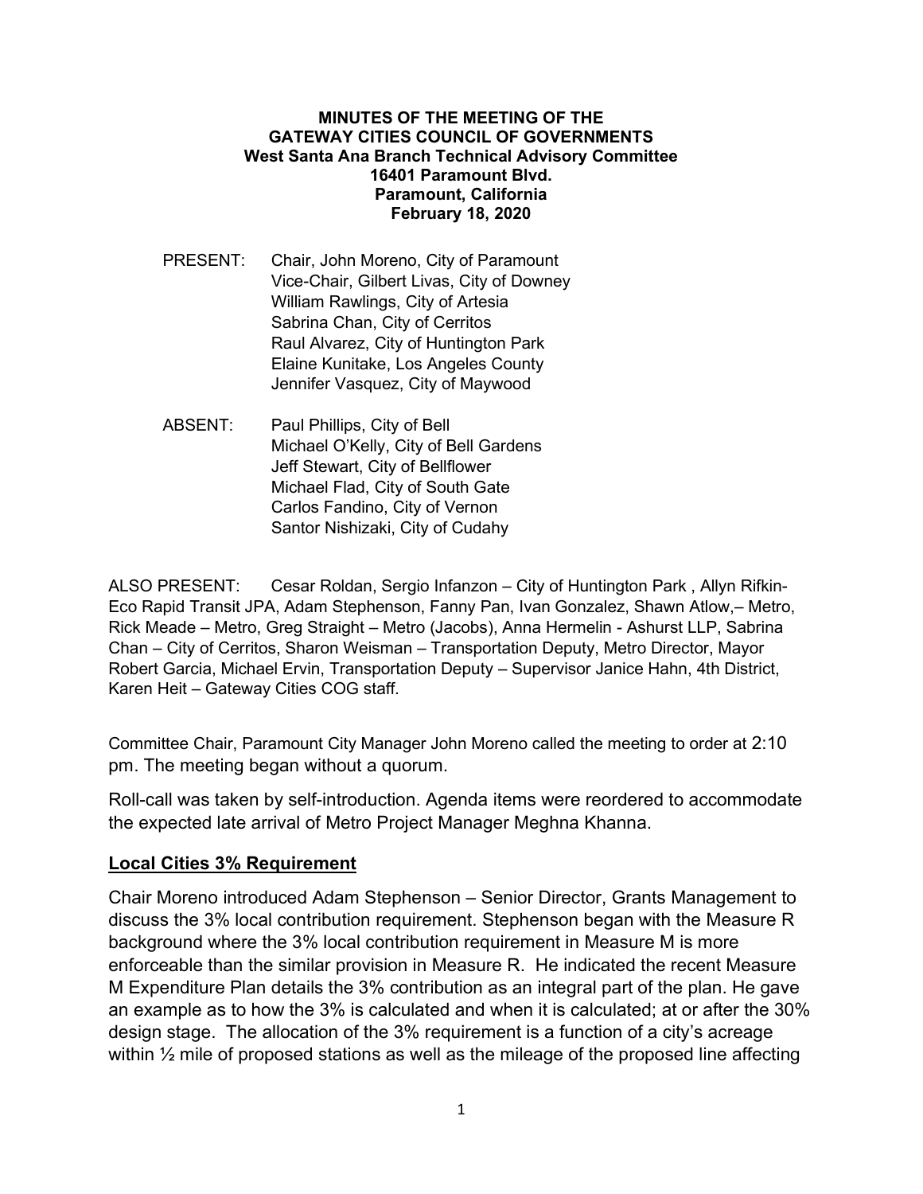**MINUTES OF THE MEETING OF THE**
**GATEWAY CITIES COUNCIL OF GOVERNMENTS**
**West Santa Ana Branch Technical Advisory Committee**
**16401 Paramount Blvd.**
**Paramount, California**
**February 18, 2020**

PRESENT: Chair, John Moreno, City of Paramount
Vice-Chair, Gilbert Livas, City of Downey
William Rawlings, City of Artesia
Sabrina Chan, City of Cerritos
Raul Alvarez, City of Huntington Park
Elaine Kunitake, Los Angeles County
Jennifer Vasquez, City of Maywood

ABSENT: Paul Phillips, City of Bell
Michael O'Kelly, City of Bell Gardens
Jeff Stewart, City of Bellflower
Michael Flad, City of South Gate
Carlos Fandino, City of Vernon
Santor Nishizaki, City of Cudahy

ALSO PRESENT: Cesar Roldan, Sergio Infanzon – City of Huntington Park , Allyn Rifkin-Eco Rapid Transit JPA, Adam Stephenson, Fanny Pan, Ivan Gonzalez, Shawn Atlow,– Metro, Rick Meade – Metro, Greg Straight – Metro (Jacobs), Anna Hermelin - Ashurst LLP, Sabrina Chan – City of Cerritos, Sharon Weisman – Transportation Deputy, Metro Director, Mayor Robert Garcia, Michael Ervin, Transportation Deputy – Supervisor Janice Hahn, 4th District, Karen Heit – Gateway Cities COG staff.

Committee Chair, Paramount City Manager John Moreno called the meeting to order at 2:10 pm. The meeting began without a quorum.

Roll-call was taken by self-introduction. Agenda items were reordered to accommodate the expected late arrival of Metro Project Manager Meghna Khanna.

## Local Cities 3% Requirement

Chair Moreno introduced Adam Stephenson – Senior Director, Grants Management to discuss the 3% local contribution requirement. Stephenson began with the Measure R background where the 3% local contribution requirement in Measure M is more enforceable than the similar provision in Measure R. He indicated the recent Measure M Expenditure Plan details the 3% contribution as an integral part of the plan. He gave an example as to how the 3% is calculated and when it is calculated; at or after the 30% design stage. The allocation of the 3% requirement is a function of a city's acreage within ½ mile of proposed stations as well as the mileage of the proposed line affecting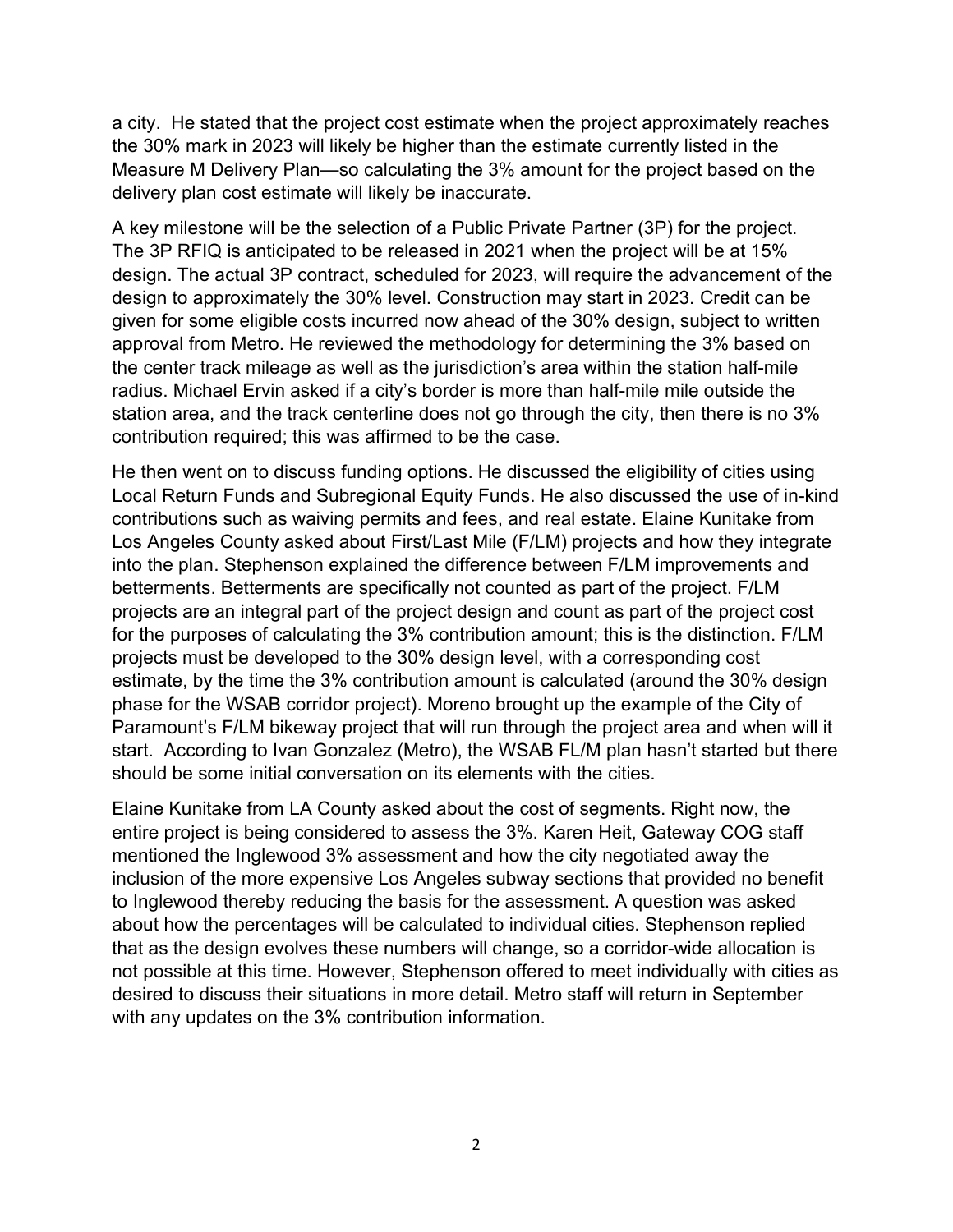a city. He stated that the project cost estimate when the project approximately reaches the 30% mark in 2023 will likely be higher than the estimate currently listed in the Measure M Delivery Plan—so calculating the 3% amount for the project based on the delivery plan cost estimate will likely be inaccurate.

A key milestone will be the selection of a Public Private Partner (3P) for the project. The 3P RFIQ is anticipated to be released in 2021 when the project will be at 15% design. The actual 3P contract, scheduled for 2023, will require the advancement of the design to approximately the 30% level. Construction may start in 2023. Credit can be given for some eligible costs incurred now ahead of the 30% design, subject to written approval from Metro. He reviewed the methodology for determining the 3% based on the center track mileage as well as the jurisdiction's area within the station half-mile radius. Michael Ervin asked if a city's border is more than half-mile mile outside the station area, and the track centerline does not go through the city, then there is no 3% contribution required; this was affirmed to be the case.

He then went on to discuss funding options. He discussed the eligibility of cities using Local Return Funds and Subregional Equity Funds. He also discussed the use of in-kind contributions such as waiving permits and fees, and real estate. Elaine Kunitake from Los Angeles County asked about First/Last Mile (F/LM) projects and how they integrate into the plan. Stephenson explained the difference between F/LM improvements and betterments. Betterments are specifically not counted as part of the project. F/LM projects are an integral part of the project design and count as part of the project cost for the purposes of calculating the 3% contribution amount; this is the distinction. F/LM projects must be developed to the 30% design level, with a corresponding cost estimate, by the time the 3% contribution amount is calculated (around the 30% design phase for the WSAB corridor project). Moreno brought up the example of the City of Paramount's F/LM bikeway project that will run through the project area and when will it start. According to Ivan Gonzalez (Metro), the WSAB FL/M plan hasn't started but there should be some initial conversation on its elements with the cities.

Elaine Kunitake from LA County asked about the cost of segments. Right now, the entire project is being considered to assess the 3%. Karen Heit, Gateway COG staff mentioned the Inglewood 3% assessment and how the city negotiated away the inclusion of the more expensive Los Angeles subway sections that provided no benefit to Inglewood thereby reducing the basis for the assessment. A question was asked about how the percentages will be calculated to individual cities. Stephenson replied that as the design evolves these numbers will change, so a corridor-wide allocation is not possible at this time. However, Stephenson offered to meet individually with cities as desired to discuss their situations in more detail. Metro staff will return in September with any updates on the 3% contribution information.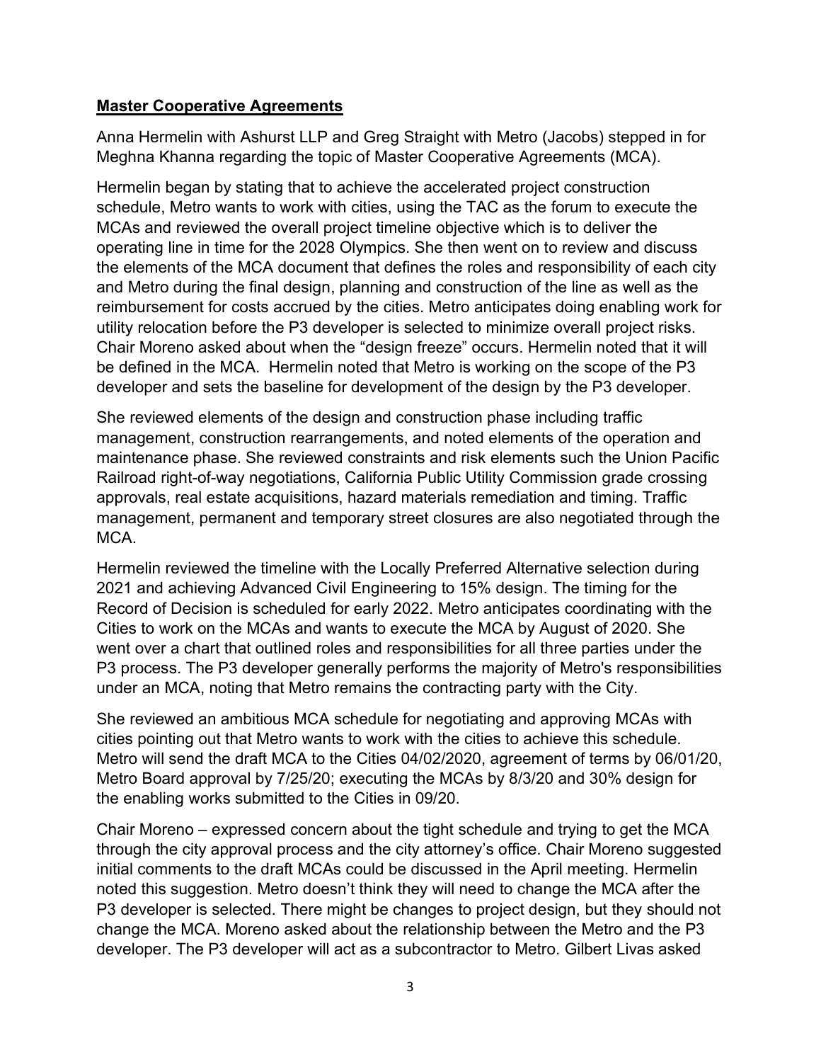## **Master Cooperative Agreements**

Anna Hermelin with Ashurst LLP and Greg Straight with Metro (Jacobs) stepped in for Meghna Khanna regarding the topic of Master Cooperative Agreements (MCA).

Hermelin began by stating that to achieve the accelerated project construction schedule, Metro wants to work with cities, using the TAC as the forum to execute the MCAs and reviewed the overall project timeline objective which is to deliver the operating line in time for the 2028 Olympics. She then went on to review and discuss the elements of the MCA document that defines the roles and responsibility of each city and Metro during the final design, planning and construction of the line as well as the reimbursement for costs accrued by the cities. Metro anticipates doing enabling work for utility relocation before the P3 developer is selected to minimize overall project risks. Chair Moreno asked about when the "design freeze" occurs. Hermelin noted that it will be defined in the MCA. Hermelin noted that Metro is working on the scope of the P3 developer and sets the baseline for development of the design by the P3 developer.

She reviewed elements of the design and construction phase including traffic management, construction rearrangements, and noted elements of the operation and maintenance phase. She reviewed constraints and risk elements such the Union Pacific Railroad right-of-way negotiations, California Public Utility Commission grade crossing approvals, real estate acquisitions, hazard materials remediation and timing. Traffic management, permanent and temporary street closures are also negotiated through the MCA.

Hermelin reviewed the timeline with the Locally Preferred Alternative selection during 2021 and achieving Advanced Civil Engineering to 15% design. The timing for the Record of Decision is scheduled for early 2022. Metro anticipates coordinating with the Cities to work on the MCAs and wants to execute the MCA by August of 2020. She went over a chart that outlined roles and responsibilities for all three parties under the P3 process. The P3 developer generally performs the majority of Metro's responsibilities under an MCA, noting that Metro remains the contracting party with the City.

She reviewed an ambitious MCA schedule for negotiating and approving MCAs with cities pointing out that Metro wants to work with the cities to achieve this schedule. Metro will send the draft MCA to the Cities 04/02/2020, agreement of terms by 06/01/20, Metro Board approval by 7/25/20; executing the MCAs by 8/3/20 and 30% design for the enabling works submitted to the Cities in 09/20.

Chair Moreno – expressed concern about the tight schedule and trying to get the MCA through the city approval process and the city attorney's office. Chair Moreno suggested initial comments to the draft MCAs could be discussed in the April meeting. Hermelin noted this suggestion. Metro doesn't think they will need to change the MCA after the P3 developer is selected. There might be changes to project design, but they should not change the MCA. Moreno asked about the relationship between the Metro and the P3 developer. The P3 developer will act as a subcontractor to Metro. Gilbert Livas asked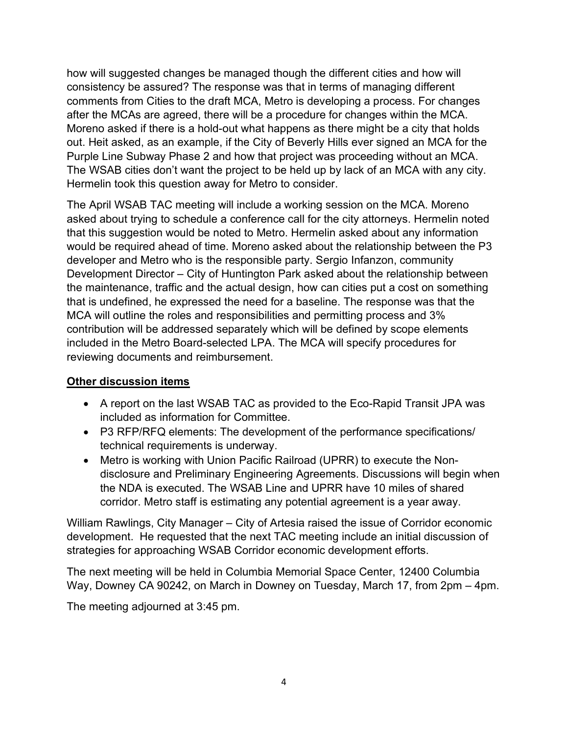how will suggested changes be managed though the different cities and how will consistency be assured? The response was that in terms of managing different comments from Cities to the draft MCA, Metro is developing a process. For changes after the MCAs are agreed, there will be a procedure for changes within the MCA. Moreno asked if there is a hold-out what happens as there might be a city that holds out. Heit asked, as an example, if the City of Beverly Hills ever signed an MCA for the Purple Line Subway Phase 2 and how that project was proceeding without an MCA. The WSAB cities don't want the project to be held up by lack of an MCA with any city. Hermelin took this question away for Metro to consider.

The April WSAB TAC meeting will include a working session on the MCA. Moreno asked about trying to schedule a conference call for the city attorneys. Hermelin noted that this suggestion would be noted to Metro. Hermelin asked about any information would be required ahead of time. Moreno asked about the relationship between the P3 developer and Metro who is the responsible party. Sergio Infanzon, community Development Director – City of Huntington Park asked about the relationship between the maintenance, traffic and the actual design, how can cities put a cost on something that is undefined, he expressed the need for a baseline. The response was that the MCA will outline the roles and responsibilities and permitting process and 3% contribution will be addressed separately which will be defined by scope elements included in the Metro Board-selected LPA. The MCA will specify procedures for reviewing documents and reimbursement.

**Other discussion items**

- A report on the last WSAB TAC as provided to the Eco-Rapid Transit JPA was included as information for Committee.
- P3 RFP/RFQ elements: The development of the performance specifications/ technical requirements is underway.
- Metro is working with Union Pacific Railroad (UPRR) to execute the Non-disclosure and Preliminary Engineering Agreements. Discussions will begin when the NDA is executed. The WSAB Line and UPRR have 10 miles of shared corridor. Metro staff is estimating any potential agreement is a year away.

William Rawlings, City Manager – City of Artesia raised the issue of Corridor economic development. He requested that the next TAC meeting include an initial discussion of strategies for approaching WSAB Corridor economic development efforts.

The next meeting will be held in Columbia Memorial Space Center, 12400 Columbia Way, Downey CA 90242, on March in Downey on Tuesday, March 17, from 2pm – 4pm.

The meeting adjourned at 3:45 pm.